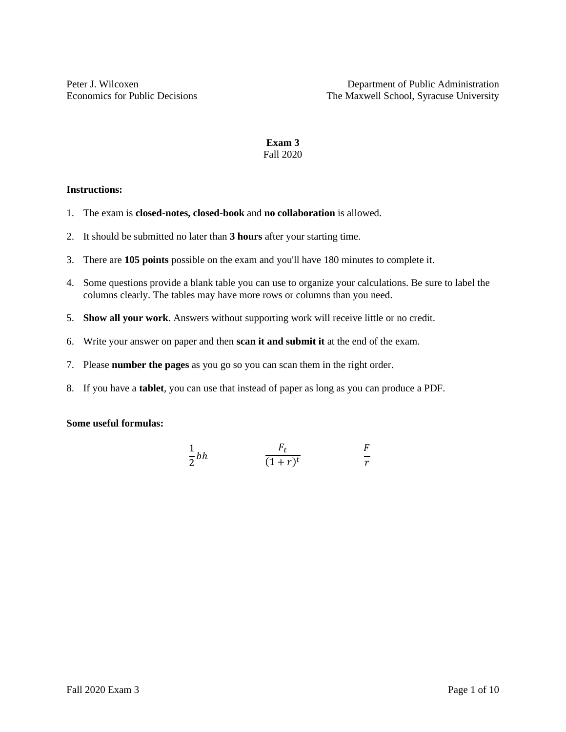Peter J. Wilcoxen
Economics for Public Decisions

Department of Public Administration
The Maxwell School, Syracuse University

# Exam 3

Fall 2020

**Instructions:**

1. The exam is **closed-notes, closed-book** and **no collaboration** is allowed.

2. It should be submitted no later than **3 hours** after your starting time.

3. There are **105 points** possible on the exam and you'll have 180 minutes to complete it.

4. Some questions provide a blank table you can use to organize your calculations. Be sure to label the columns clearly. The tables may have more rows or columns than you need.

5. **Show all your work**. Answers without supporting work will receive little or no credit.

6. Write your answer on paper and then **scan it and submit it** at the end of the exam.

7. Please **number the pages** as you go so you can scan them in the right order.

8. If you have a **tablet**, you can use that instead of paper as long as you can produce a PDF.

**Some useful formulas:**

$$\frac{1}{2}bh \qquad \frac{F_t}{(1+r)^t} \qquad \frac{F}{r}$$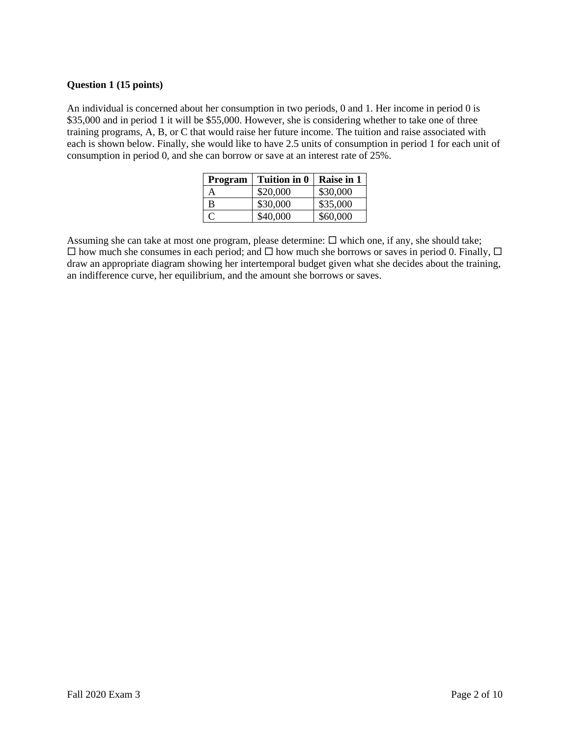**Question 1 (15 points)**

An individual is concerned about her consumption in two periods, 0 and 1. Her income in period 0 is $35,000 and in period 1 it will be $55,000. However, she is considering whether to take one of three training programs, A, B, or C that would raise her future income. The tuition and raise associated with each is shown below. Finally, she would like to have 2.5 units of consumption in period 1 for each unit of consumption in period 0, and she can borrow or save at an interest rate of 25%.

| Program | Tuition in 0 | Raise in 1 |
| --- | --- | --- |
| A | $20,000 | $30,000 |
| B | $30,000 | $35,000 |
| C | $40,000 | $60,000 |

Assuming she can take at most one program, please determine: ☐ which one, if any, she should take; ☐ how much she consumes in each period; and ☐ how much she borrows or saves in period 0. Finally, ☐ draw an appropriate diagram showing her intertemporal budget given what she decides about the training, an indifference curve, her equilibrium, and the amount she borrows or saves.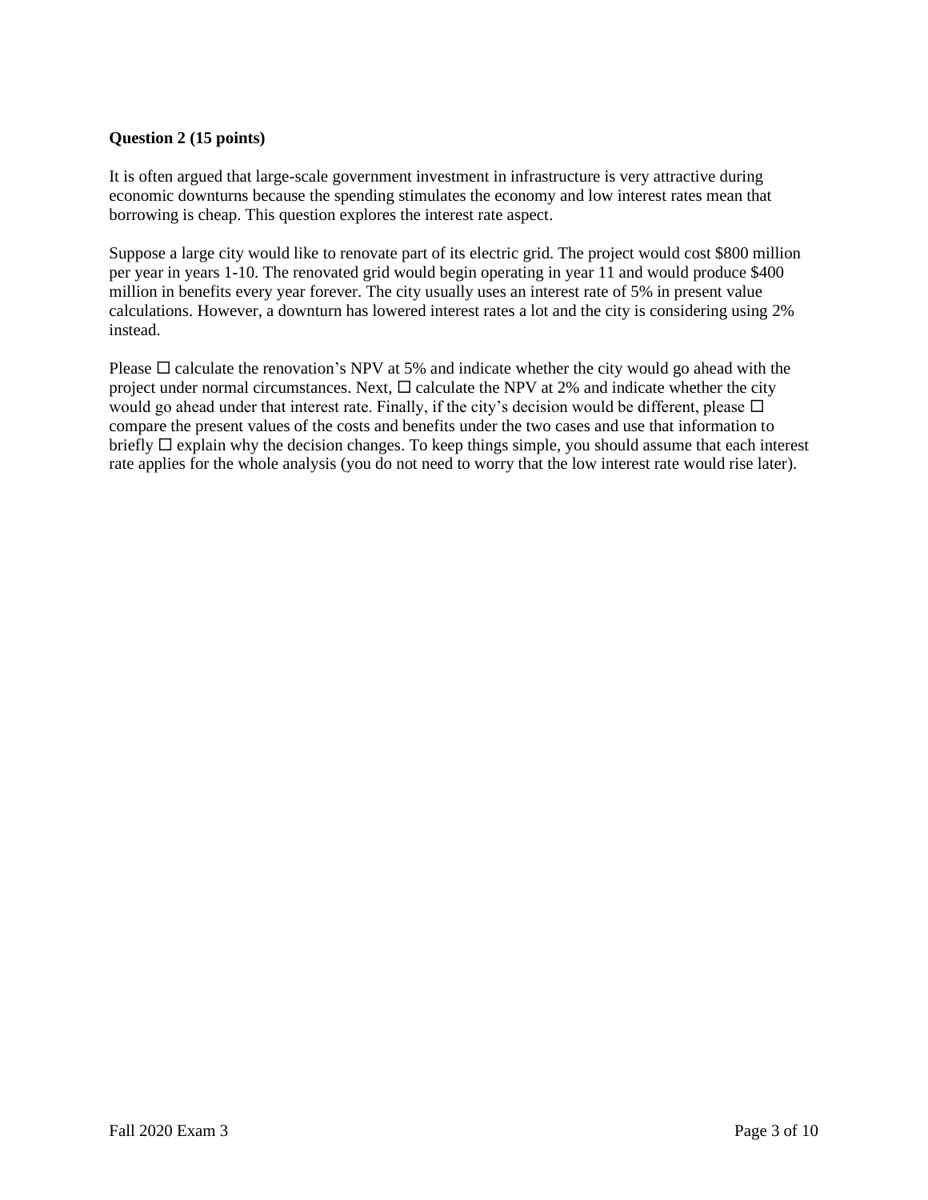**Question 2 (15 points)**

It is often argued that large-scale government investment in infrastructure is very attractive during economic downturns because the spending stimulates the economy and low interest rates mean that borrowing is cheap. This question explores the interest rate aspect.

Suppose a large city would like to renovate part of its electric grid. The project would cost $800 million per year in years 1-10. The renovated grid would begin operating in year 11 and would produce $400 million in benefits every year forever. The city usually uses an interest rate of 5% in present value calculations. However, a downturn has lowered interest rates a lot and the city is considering using 2% instead.

Please ☐ calculate the renovation's NPV at 5% and indicate whether the city would go ahead with the project under normal circumstances. Next, ☐ calculate the NPV at 2% and indicate whether the city would go ahead under that interest rate. Finally, if the city's decision would be different, please ☐ compare the present values of the costs and benefits under the two cases and use that information to briefly ☐ explain why the decision changes. To keep things simple, you should assume that each interest rate applies for the whole analysis (you do not need to worry that the low interest rate would rise later).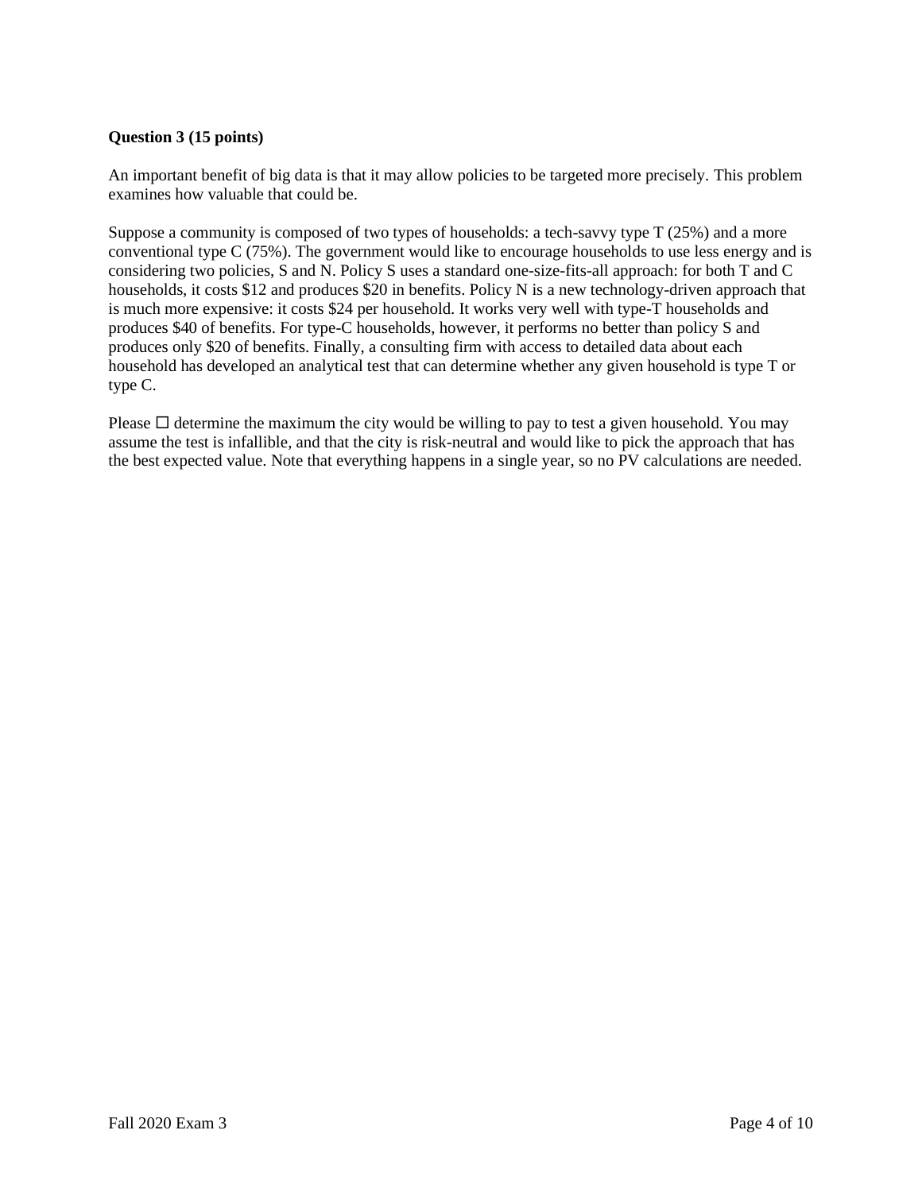**Question 3 (15 points)**

An important benefit of big data is that it may allow policies to be targeted more precisely. This problem examines how valuable that could be.

Suppose a community is composed of two types of households: a tech-savvy type T (25%) and a more conventional type C (75%). The government would like to encourage households to use less energy and is considering two policies, S and N. Policy S uses a standard one-size-fits-all approach: for both T and C households, it costs \$12 and produces \$20 in benefits. Policy N is a new technology-driven approach that is much more expensive: it costs \$24 per household. It works very well with type-T households and produces \$40 of benefits. For type-C households, however, it performs no better than policy S and produces only \$20 of benefits. Finally, a consulting firm with access to detailed data about each household has developed an analytical test that can determine whether any given household is type T or type C.

Please ☐ determine the maximum the city would be willing to pay to test a given household. You may assume the test is infallible, and that the city is risk-neutral and would like to pick the approach that has the best expected value. Note that everything happens in a single year, so no PV calculations are needed.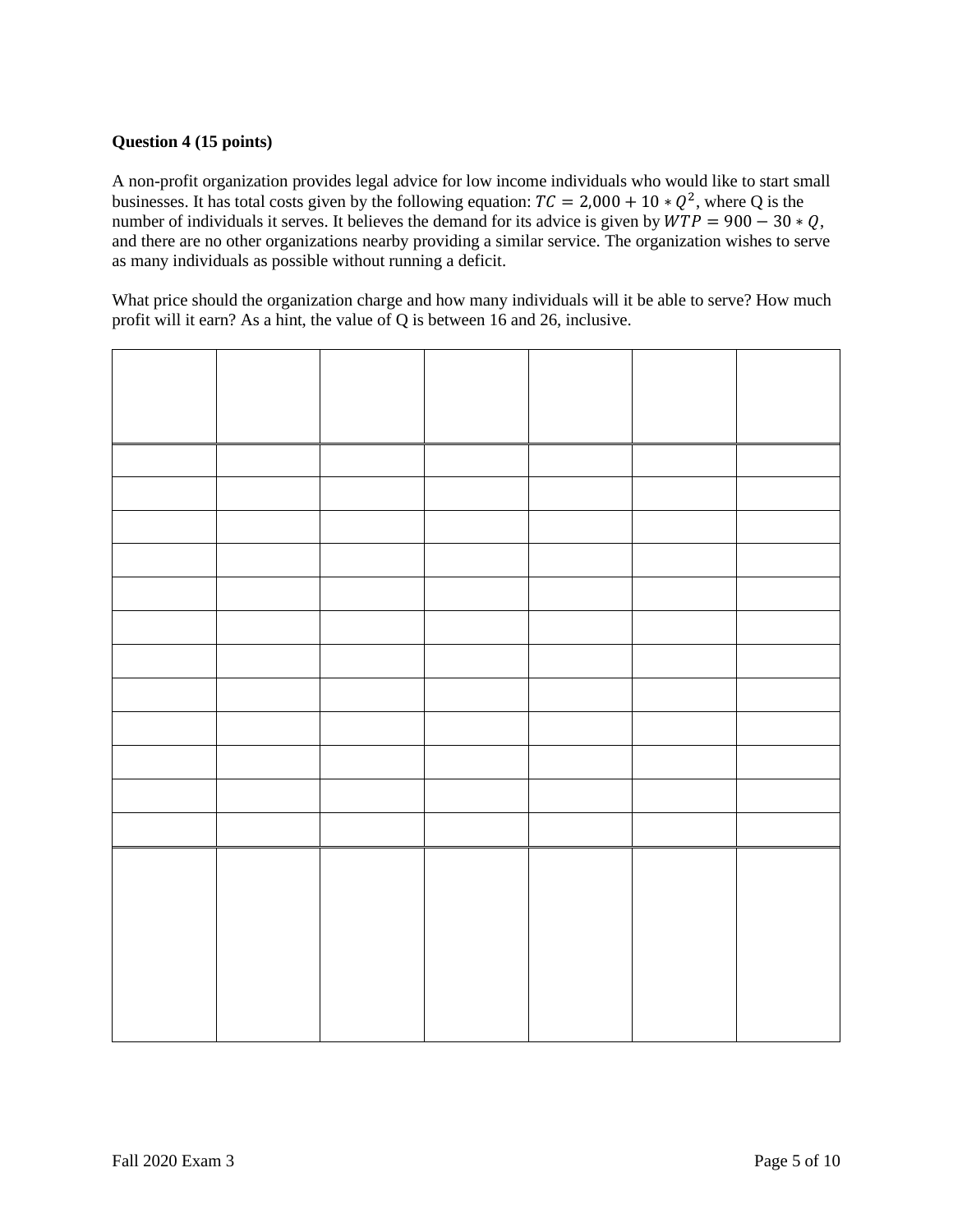**Question 4 (15 points)**

A non-profit organization provides legal advice for low income individuals who would like to start small businesses. It has total costs given by the following equation: $TC = 2{,}000 + 10 * Q^2$, where Q is the number of individuals it serves. It believes the demand for its advice is given by $WTP = 900 - 30 * Q$, and there are no other organizations nearby providing a similar service. The organization wishes to serve as many individuals as possible without running a deficit.

What price should the organization charge and how many individuals will it be able to serve? How much profit will it earn? As a hint, the value of Q is between 16 and 26, inclusive.

| | | | | | | |
|---|---|---|---|---|---|---|
| | | | | | | |
| | | | | | | |
| | | | | | | |
| | | | | | | |
| | | | | | | |
| | | | | | | |
| | | | | | | |
| | | | | | | |
| | | | | | | |
| | | | | | | |
| | | | | | | |
| | | | | | | |
| | | | | | | |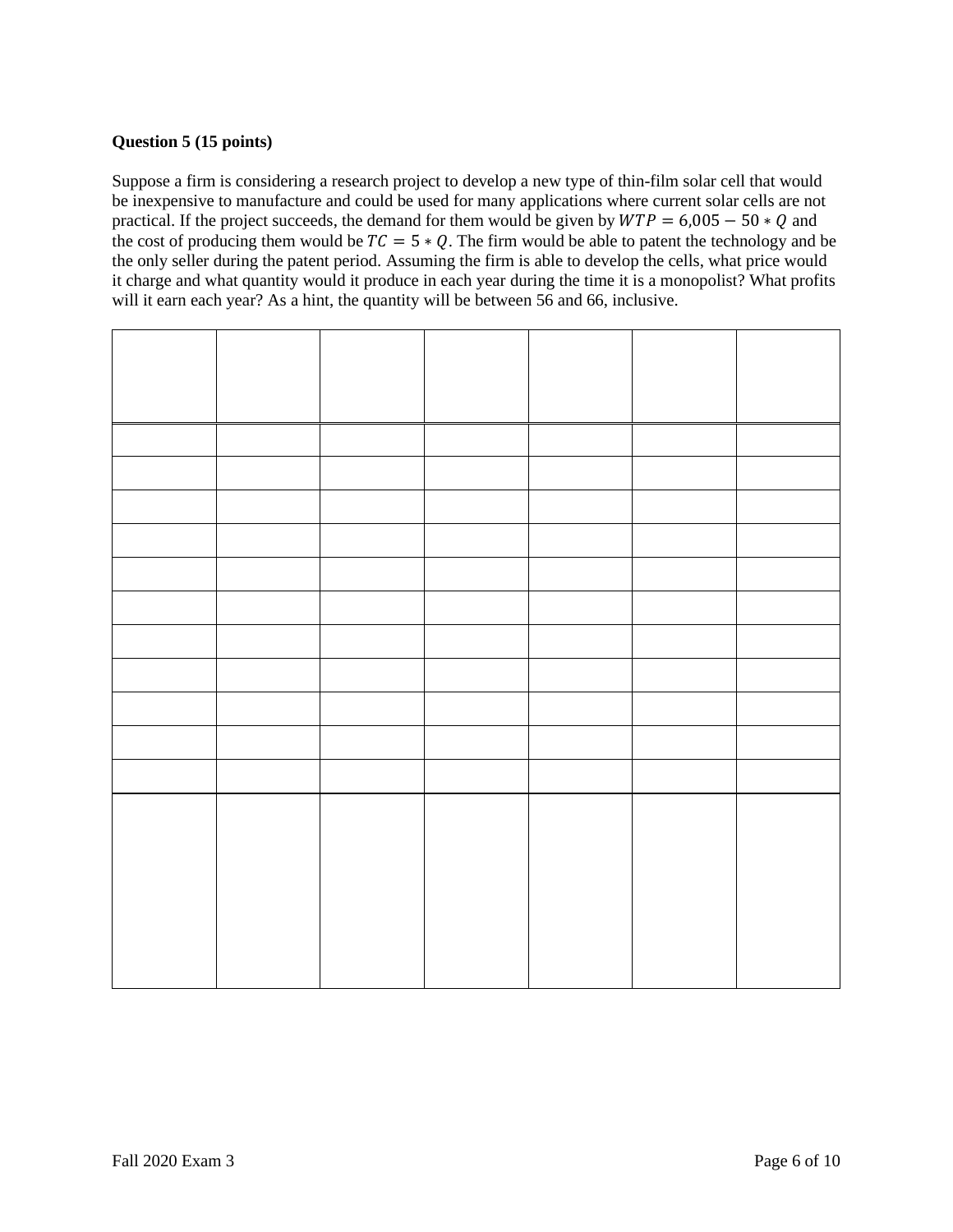**Question 5 (15 points)**

Suppose a firm is considering a research project to develop a new type of thin-film solar cell that would be inexpensive to manufacture and could be used for many applications where current solar cells are not practical. If the project succeeds, the demand for them would be given by $WTP = 6{,}005 - 50 * Q$ and the cost of producing them would be $TC = 5 * Q$. The firm would be able to patent the technology and be the only seller during the patent period. Assuming the firm is able to develop the cells, what price would it charge and what quantity would it produce in each year during the time it is a monopolist? What profits will it earn each year? As a hint, the quantity will be between 56 and 66, inclusive.

| | | | | | | |
|---|---|---|---|---|---|---|
| | | | | | | |
| | | | | | | |
| | | | | | | |
| | | | | | | |
| | | | | | | |
| | | | | | | |
| | | | | | | |
| | | | | | | |
| | | | | | | |
| | | | | | | |
| | | | | | | |
| | | | | | | |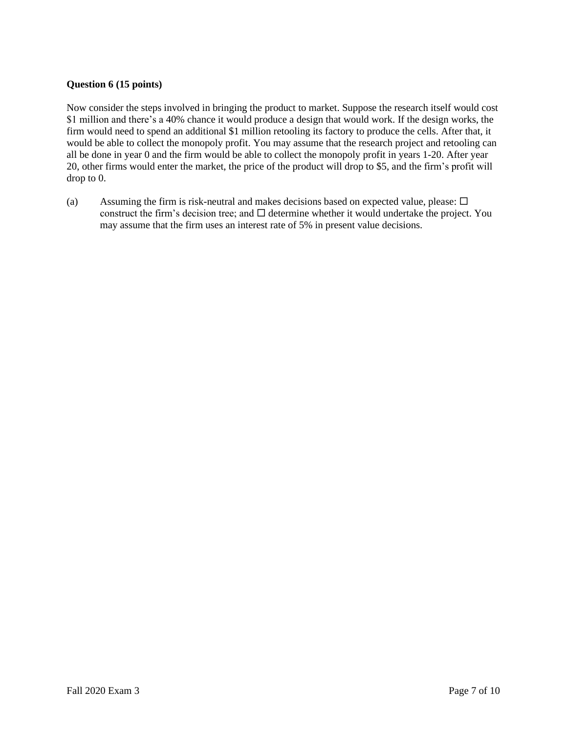**Question 6 (15 points)**

Now consider the steps involved in bringing the product to market. Suppose the research itself would cost $1 million and there's a 40% chance it would produce a design that would work. If the design works, the firm would need to spend an additional $1 million retooling its factory to produce the cells. After that, it would be able to collect the monopoly profit. You may assume that the research project and retooling can all be done in year 0 and the firm would be able to collect the monopoly profit in years 1-20. After year 20, other firms would enter the market, the price of the product will drop to $5, and the firm's profit will drop to 0.

(a) Assuming the firm is risk-neutral and makes decisions based on expected value, please: ☐ construct the firm's decision tree; and ☐ determine whether it would undertake the project. You may assume that the firm uses an interest rate of 5% in present value decisions.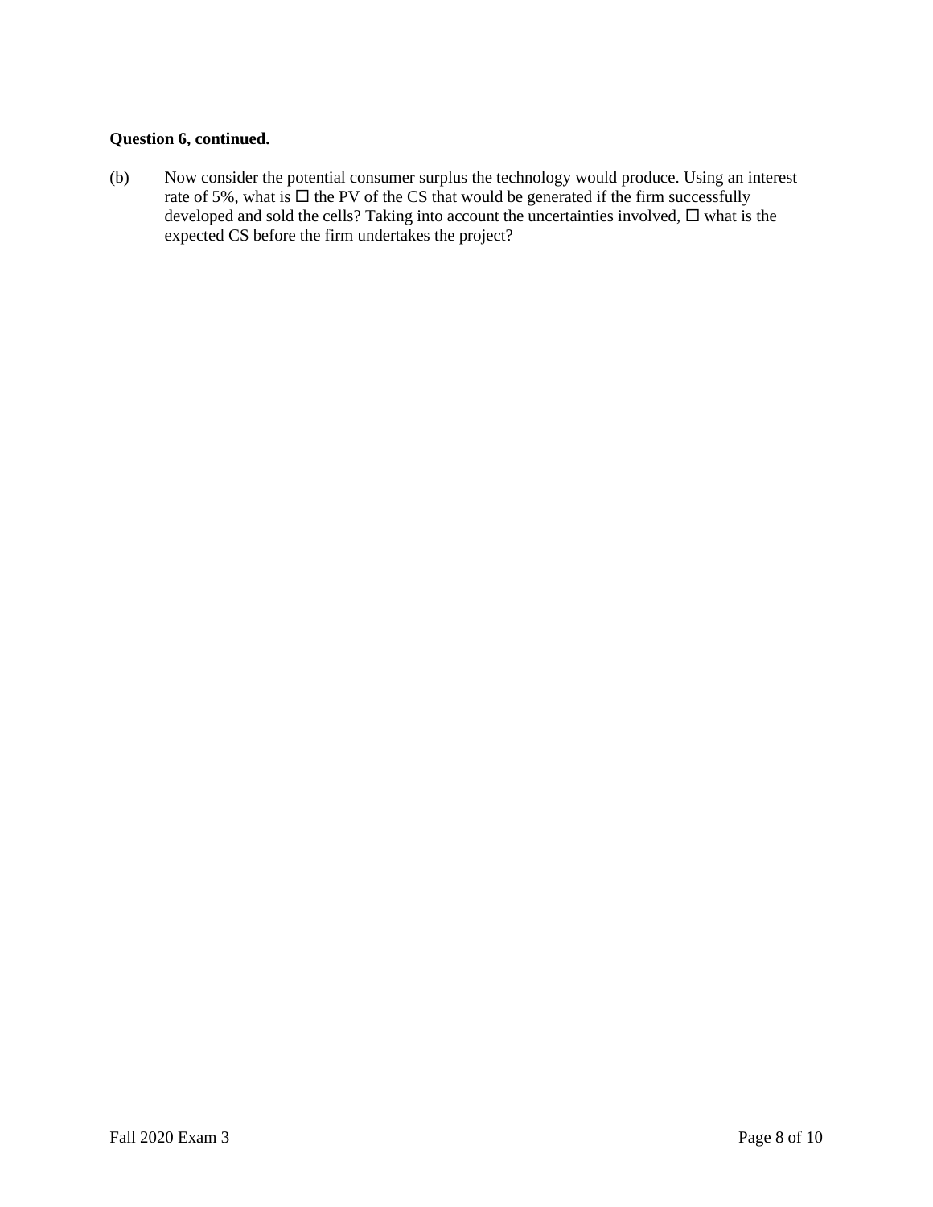**Question 6, continued.**

(b) Now consider the potential consumer surplus the technology would produce. Using an interest rate of 5%, what is ☐ the PV of the CS that would be generated if the firm successfully developed and sold the cells? Taking into account the uncertainties involved, ☐ what is the expected CS before the firm undertakes the project?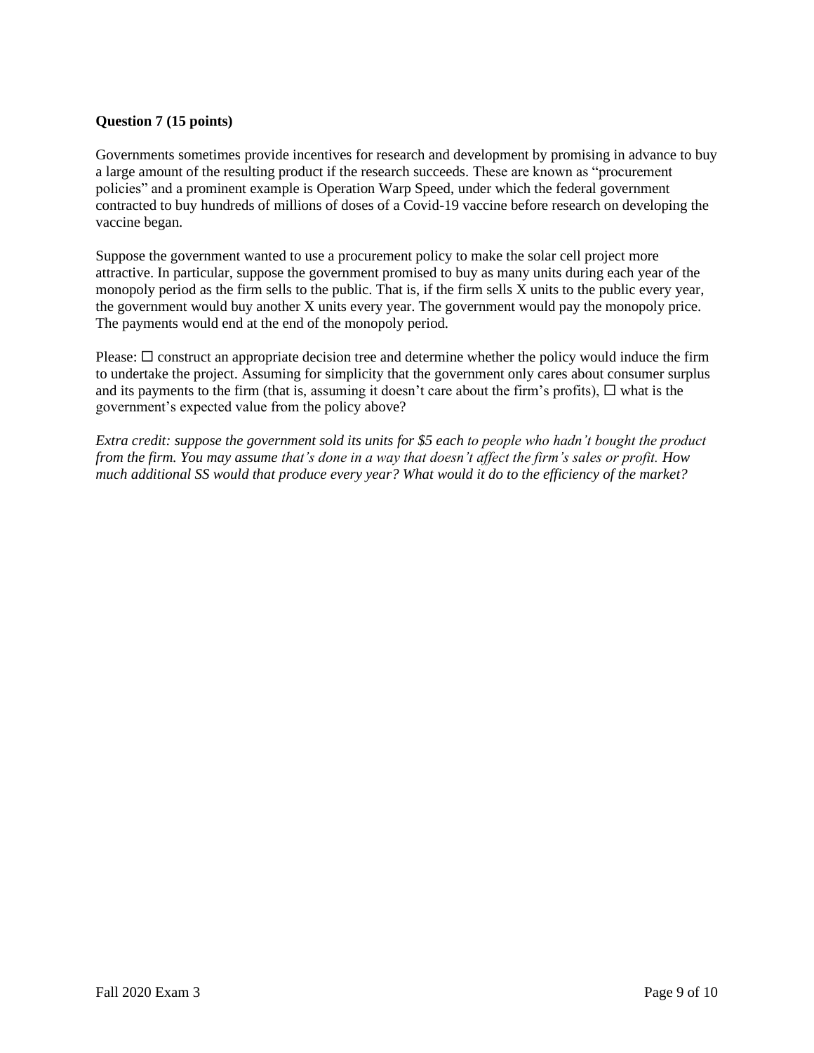**Question 7 (15 points)**

Governments sometimes provide incentives for research and development by promising in advance to buy a large amount of the resulting product if the research succeeds. These are known as "procurement policies" and a prominent example is Operation Warp Speed, under which the federal government contracted to buy hundreds of millions of doses of a Covid-19 vaccine before research on developing the vaccine began.

Suppose the government wanted to use a procurement policy to make the solar cell project more attractive. In particular, suppose the government promised to buy as many units during each year of the monopoly period as the firm sells to the public. That is, if the firm sells X units to the public every year, the government would buy another X units every year. The government would pay the monopoly price. The payments would end at the end of the monopoly period.

Please: ☐ construct an appropriate decision tree and determine whether the policy would induce the firm to undertake the project. Assuming for simplicity that the government only cares about consumer surplus and its payments to the firm (that is, assuming it doesn't care about the firm's profits), ☐ what is the government's expected value from the policy above?

*Extra credit: suppose the government sold its units for $5 each to people who hadn't bought the product from the firm. You may assume that's done in a way that doesn't affect the firm's sales or profit. How much additional SS would that produce every year? What would it do to the efficiency of the market?*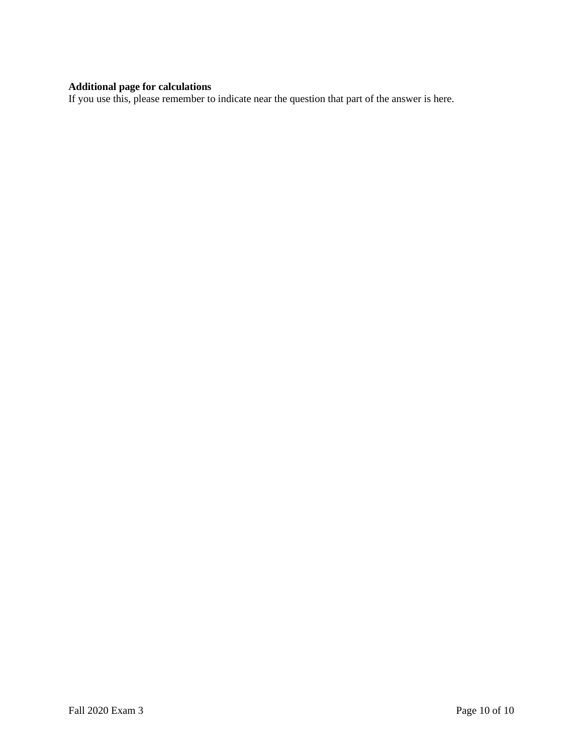**Additional page for calculations**

If you use this, please remember to indicate near the question that part of the answer is here.